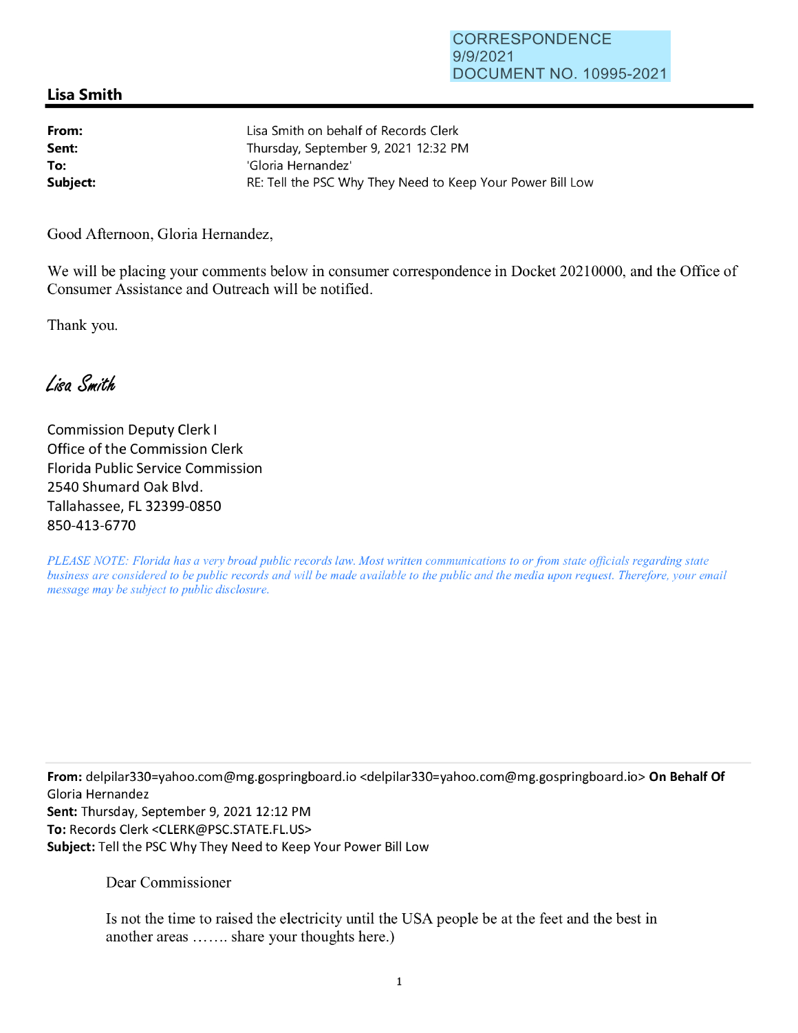CORRESPONDENCE
9/9/2021
DOCUMENT NO. 10995-2021

## Lisa Smith

| | |
|---|---|
| **From:** | Lisa Smith on behalf of Records Clerk |
| **Sent:** | Thursday, September 9, 2021 12:32 PM |
| **To:** | 'Gloria Hernandez' |
| **Subject:** | RE: Tell the PSC Why They Need to Keep Your Power Bill Low |

Good Afternoon, Gloria Hernandez,

We will be placing your comments below in consumer correspondence in Docket 20210000, and the Office of Consumer Assistance and Outreach will be notified.

Thank you.

*Lisa Smith*

Commission Deputy Clerk I
Office of the Commission Clerk
Florida Public Service Commission
2540 Shumard Oak Blvd.
Tallahassee, FL 32399-0850
850-413-6770

*PLEASE NOTE: Florida has a very broad public records law. Most written communications to or from state officials regarding state business are considered to be public records and will be made available to the public and the media upon request. Therefore, your email message may be subject to public disclosure.*

---

**From:** delpilar330=yahoo.com@mg.gospringboard.io <delpilar330=yahoo.com@mg.gospringboard.io> **On Behalf Of** Gloria Hernandez
**Sent:** Thursday, September 9, 2021 12:12 PM
**To:** Records Clerk <CLERK@PSC.STATE.FL.US>
**Subject:** Tell the PSC Why They Need to Keep Your Power Bill Low

Dear Commissioner

Is not the time to raised the electricity until the USA people be at the feet and the best in another areas ……. share your thoughts here.)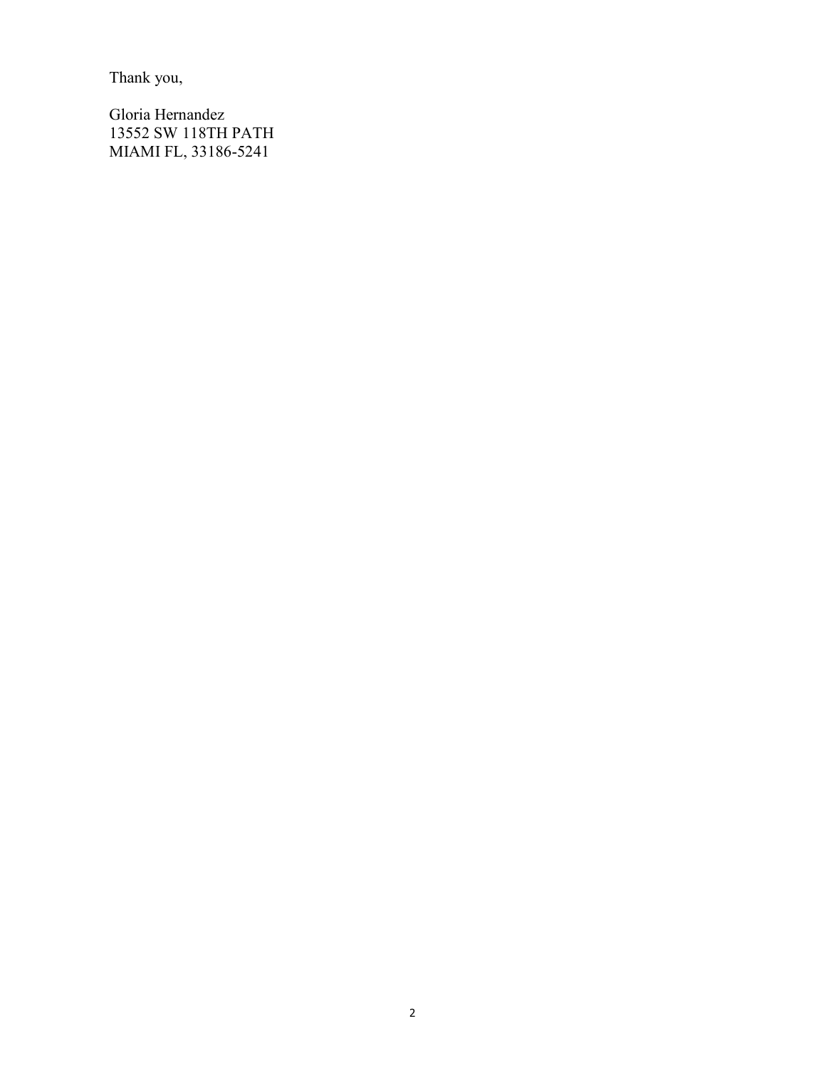Thank you,

Gloria Hernandez
13552 SW 118TH PATH
MIAMI FL, 33186-5241